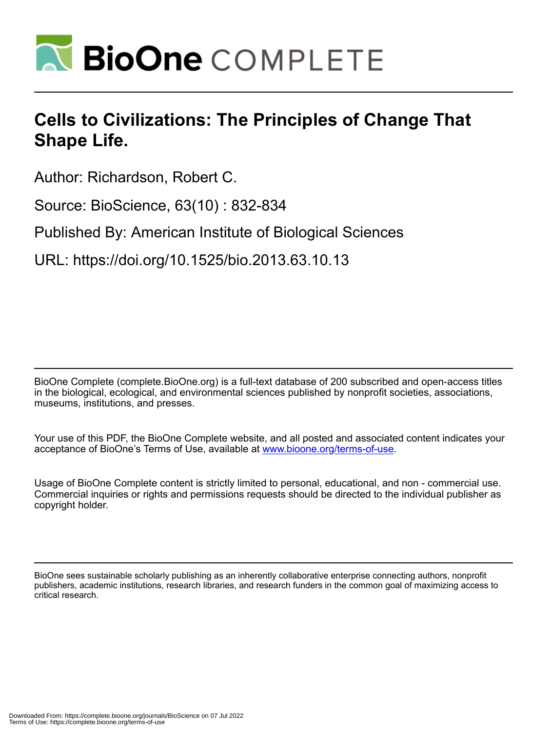# Cells to Civilizations: The Principles of Change That Shape Life.

Author: Richardson, Robert C.

Source: BioScience, 63(10) : 832-834

Published By: American Institute of Biological Sciences

URL: https://doi.org/10.1525/bio.2013.63.10.13

BioOne Complete (complete.BioOne.org) is a full-text database of 200 subscribed and open-access titles in the biological, ecological, and environmental sciences published by nonprofit societies, associations, museums, institutions, and presses.

Your use of this PDF, the BioOne Complete website, and all posted and associated content indicates your acceptance of BioOne's Terms of Use, available at www.bioone.org/terms-of-use.

Usage of BioOne Complete content is strictly limited to personal, educational, and non - commercial use. Commercial inquiries or rights and permissions requests should be directed to the individual publisher as copyright holder.

BioOne sees sustainable scholarly publishing as an inherently collaborative enterprise connecting authors, nonprofit publishers, academic institutions, research libraries, and research funders in the common goal of maximizing access to critical research.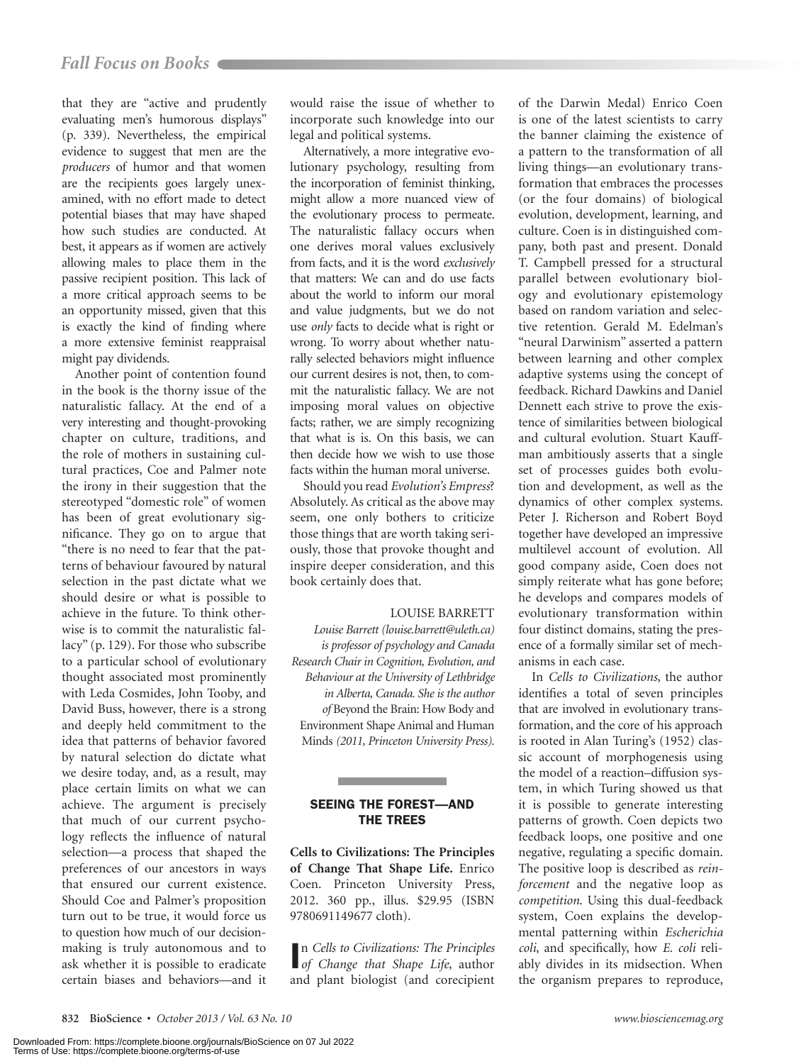that they are "active and prudently evaluating men's humorous displays" (p. 339). Nevertheless, the empirical evidence to suggest that men are the *producers* of humor and that women are the recipients goes largely unexamined, with no effort made to detect potential biases that may have shaped how such studies are conducted. At best, it appears as if women are actively allowing males to place them in the passive recipient position. This lack of a more critical approach seems to be an opportunity missed, given that this is exactly the kind of finding where a more extensive feminist reappraisal might pay dividends.

Another point of contention found in the book is the thorny issue of the naturalistic fallacy. At the end of a very interesting and thought-provoking chapter on culture, traditions, and the role of mothers in sustaining cultural practices, Coe and Palmer note the irony in their suggestion that the stereotyped "domestic role" of women has been of great evolutionary significance. They go on to argue that "there is no need to fear that the patterns of behaviour favoured by natural selection in the past dictate what we should desire or what is possible to achieve in the future. To think otherwise is to commit the naturalistic fallacy" (p. 129). For those who subscribe to a particular school of evolutionary thought associated most prominently with Leda Cosmides, John Tooby, and David Buss, however, there is a strong and deeply held commitment to the idea that patterns of behavior favored by natural selection do dictate what we desire today, and, as a result, may place certain limits on what we can achieve. The argument is precisely that much of our current psychology reflects the influence of natural selection—a process that shaped the preferences of our ancestors in ways that ensured our current existence. Should Coe and Palmer's proposition turn out to be true, it would force us to question how much of our decision-making is truly autonomous and to ask whether it is possible to eradicate certain biases and behaviors—and it would raise the issue of whether to incorporate such knowledge into our legal and political systems.

Alternatively, a more integrative evolutionary psychology, resulting from the incorporation of feminist thinking, might allow a more nuanced view of the evolutionary process to permeate. The naturalistic fallacy occurs when one derives moral values exclusively from facts, and it is the word *exclusively* that matters: We can and do use facts about the world to inform our moral and value judgments, but we do not use *only* facts to decide what is right or wrong. To worry about whether naturally selected behaviors might influence our current desires is not, then, to commit the naturalistic fallacy. We are not imposing moral values on objective facts; rather, we are simply recognizing that what is is. On this basis, we can then decide how we wish to use those facts within the human moral universe.

Should you read *Evolution's Empress*? Absolutely. As critical as the above may seem, one only bothers to criticize those things that are worth taking seriously, those that provoke thought and inspire deeper consideration, and this book certainly does that.

LOUISE BARRETT

*Louise Barrett (louise.barrett@uleth.ca) is professor of psychology and Canada Research Chair in Cognition, Evolution, and Behaviour at the University of Lethbridge in Alberta, Canada. She is the author of* Beyond the Brain: How Body and Environment Shape Animal and Human Minds *(2011, Princeton University Press).*

## SEEING THE FOREST—AND THE TREES

**Cells to Civilizations: The Principles of Change That Shape Life.** Enrico Coen. Princeton University Press, 2012. 360 pp., illus. $29.95 (ISBN 9780691149677 cloth).

In *Cells to Civilizations: The Principles of Change that Shape Life*, author and plant biologist (and corecipient of the Darwin Medal) Enrico Coen is one of the latest scientists to carry the banner claiming the existence of a pattern to the transformation of all living things—an evolutionary transformation that embraces the processes (or the four domains) of biological evolution, development, learning, and culture. Coen is in distinguished company, both past and present. Donald T. Campbell pressed for a structural parallel between evolutionary biology and evolutionary epistemology based on random variation and selective retention. Gerald M. Edelman's "neural Darwinism" asserted a pattern between learning and other complex adaptive systems using the concept of feedback. Richard Dawkins and Daniel Dennett each strive to prove the existence of similarities between biological and cultural evolution. Stuart Kauffman ambitiously asserts that a single set of processes guides both evolution and development, as well as the dynamics of other complex systems. Peter J. Richerson and Robert Boyd together have developed an impressive multilevel account of evolution. All good company aside, Coen does not simply reiterate what has gone before; he develops and compares models of evolutionary transformation within four distinct domains, stating the presence of a formally similar set of mechanisms in each case.

In *Cells to Civilizations*, the author identifies a total of seven principles that are involved in evolutionary transformation, and the core of his approach is rooted in Alan Turing's (1952) classic account of morphogenesis using the model of a reaction–diffusion system, in which Turing showed us that it is possible to generate interesting patterns of growth. Coen depicts two feedback loops, one positive and one negative, regulating a specific domain. The positive loop is described as *reinforcement* and the negative loop as *competition*. Using this dual-feedback system, Coen explains the developmental patterning within *Escherichia coli*, and specifically, how *E. coli* reliably divides in its midsection. When the organism prepares to reproduce,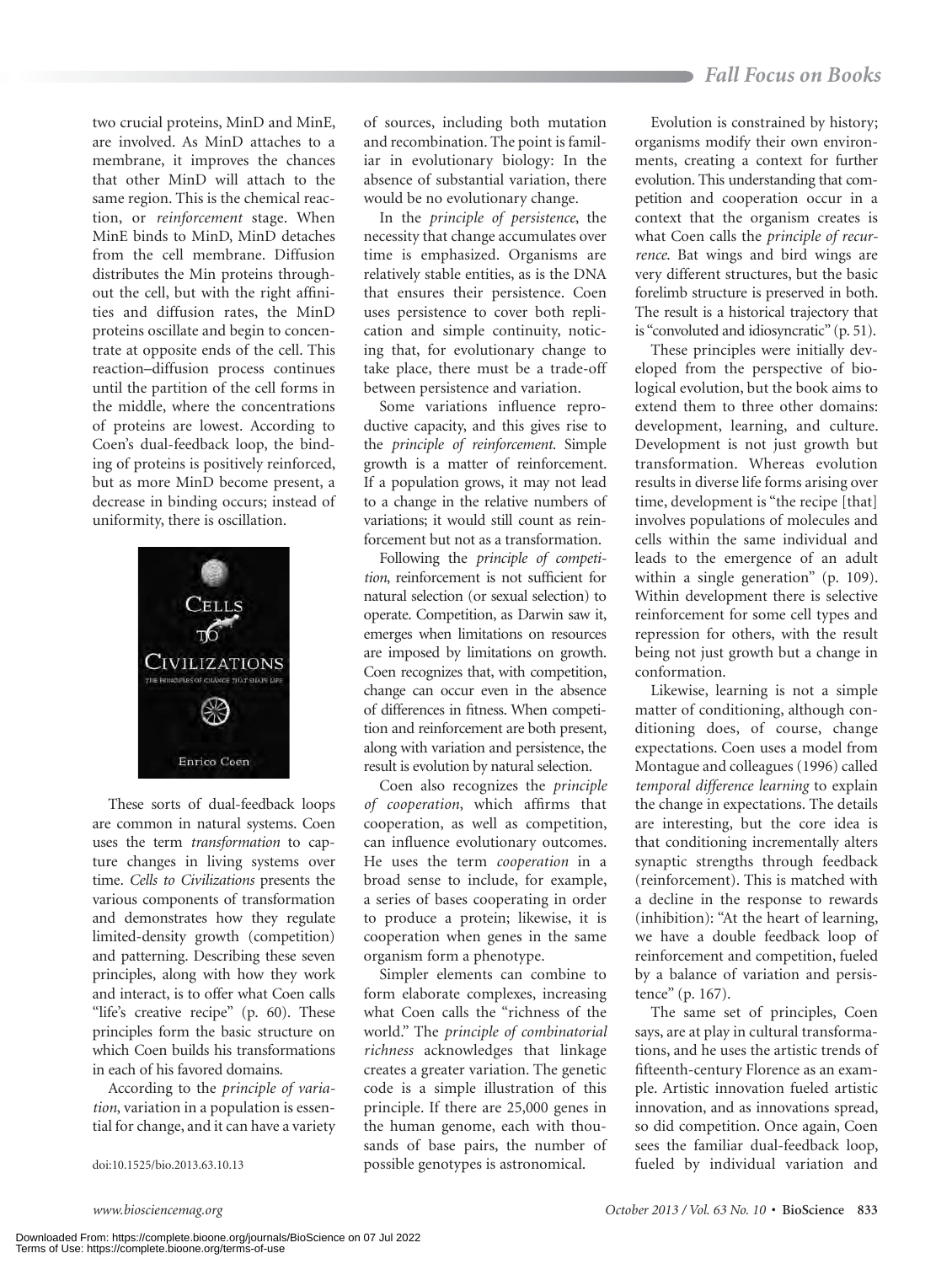two crucial proteins, MinD and MinE, are involved. As MinD attaches to a membrane, it improves the chances that other MinD will attach to the same region. This is the chemical reaction, or *reinforcement* stage. When MinE binds to MinD, MinD detaches from the cell membrane. Diffusion distributes the Min proteins throughout the cell, but with the right affinities and diffusion rates, the MinD proteins oscillate and begin to concentrate at opposite ends of the cell. This reaction–diffusion process continues until the partition of the cell forms in the middle, where the concentrations of proteins are lowest. According to Coen's dual-feedback loop, the binding of proteins is positively reinforced, but as more MinD become present, a decrease in binding occurs; instead of uniformity, there is oscillation.

These sorts of dual-feedback loops are common in natural systems. Coen uses the term *transformation* to capture changes in living systems over time. *Cells to Civilizations* presents the various components of transformation and demonstrates how they regulate limited-density growth (competition) and patterning. Describing these seven principles, along with how they work and interact, is to offer what Coen calls "life's creative recipe" (p. 60). These principles form the basic structure on which Coen builds his transformations in each of his favored domains.

According to the *principle of variation*, variation in a population is essential for change, and it can have a variety of sources, including both mutation and recombination. The point is familiar in evolutionary biology: In the absence of substantial variation, there would be no evolutionary change.

In the *principle of persistence*, the necessity that change accumulates over time is emphasized. Organisms are relatively stable entities, as is the DNA that ensures their persistence. Coen uses persistence to cover both replication and simple continuity, noticing that, for evolutionary change to take place, there must be a trade-off between persistence and variation.

Some variations influence reproductive capacity, and this gives rise to the *principle of reinforcement*. Simple growth is a matter of reinforcement. If a population grows, it may not lead to a change in the relative numbers of variations; it would still count as reinforcement but not as a transformation.

Following the *principle of competition*, reinforcement is not sufficient for natural selection (or sexual selection) to operate. Competition, as Darwin saw it, emerges when limitations on resources are imposed by limitations on growth. Coen recognizes that, with competition, change can occur even in the absence of differences in fitness. When competition and reinforcement are both present, along with variation and persistence, the result is evolution by natural selection.

Coen also recognizes the *principle of cooperation*, which affirms that cooperation, as well as competition, can influence evolutionary outcomes. He uses the term *cooperation* in a broad sense to include, for example, a series of bases cooperating in order to produce a protein; likewise, it is cooperation when genes in the same organism form a phenotype.

Simpler elements can combine to form elaborate complexes, increasing what Coen calls the "richness of the world." The *principle of combinatorial richness* acknowledges that linkage creates a greater variation. The genetic code is a simple illustration of this principle. If there are 25,000 genes in the human genome, each with thousands of base pairs, the number of possible genotypes is astronomical.

Evolution is constrained by history; organisms modify their own environments, creating a context for further evolution. This understanding that competition and cooperation occur in a context that the organism creates is what Coen calls the *principle of recurrence*. Bat wings and bird wings are very different structures, but the basic forelimb structure is preserved in both. The result is a historical trajectory that is "convoluted and idiosyncratic" (p. 51).

These principles were initially developed from the perspective of biological evolution, but the book aims to extend them to three other domains: development, learning, and culture. Development is not just growth but transformation. Whereas evolution results in diverse life forms arising over time, development is "the recipe [that] involves populations of molecules and cells within the same individual and leads to the emergence of an adult within a single generation" (p. 109). Within development there is selective reinforcement for some cell types and repression for others, with the result being not just growth but a change in conformation.

Likewise, learning is not a simple matter of conditioning, although conditioning does, of course, change expectations. Coen uses a model from Montague and colleagues (1996) called *temporal difference learning* to explain the change in expectations. The details are interesting, but the core idea is that conditioning incrementally alters synaptic strengths through feedback (reinforcement). This is matched with a decline in the response to rewards (inhibition): "At the heart of learning, we have a double feedback loop of reinforcement and competition, fueled by a balance of variation and persistence" (p. 167).

The same set of principles, Coen says, are at play in cultural transformations, and he uses the artistic trends of fifteenth-century Florence as an example. Artistic innovation fueled artistic innovation, and as innovations spread, so did competition. Once again, Coen sees the familiar dual-feedback loop, fueled by individual variation and

doi:10.1525/bio.2013.63.10.13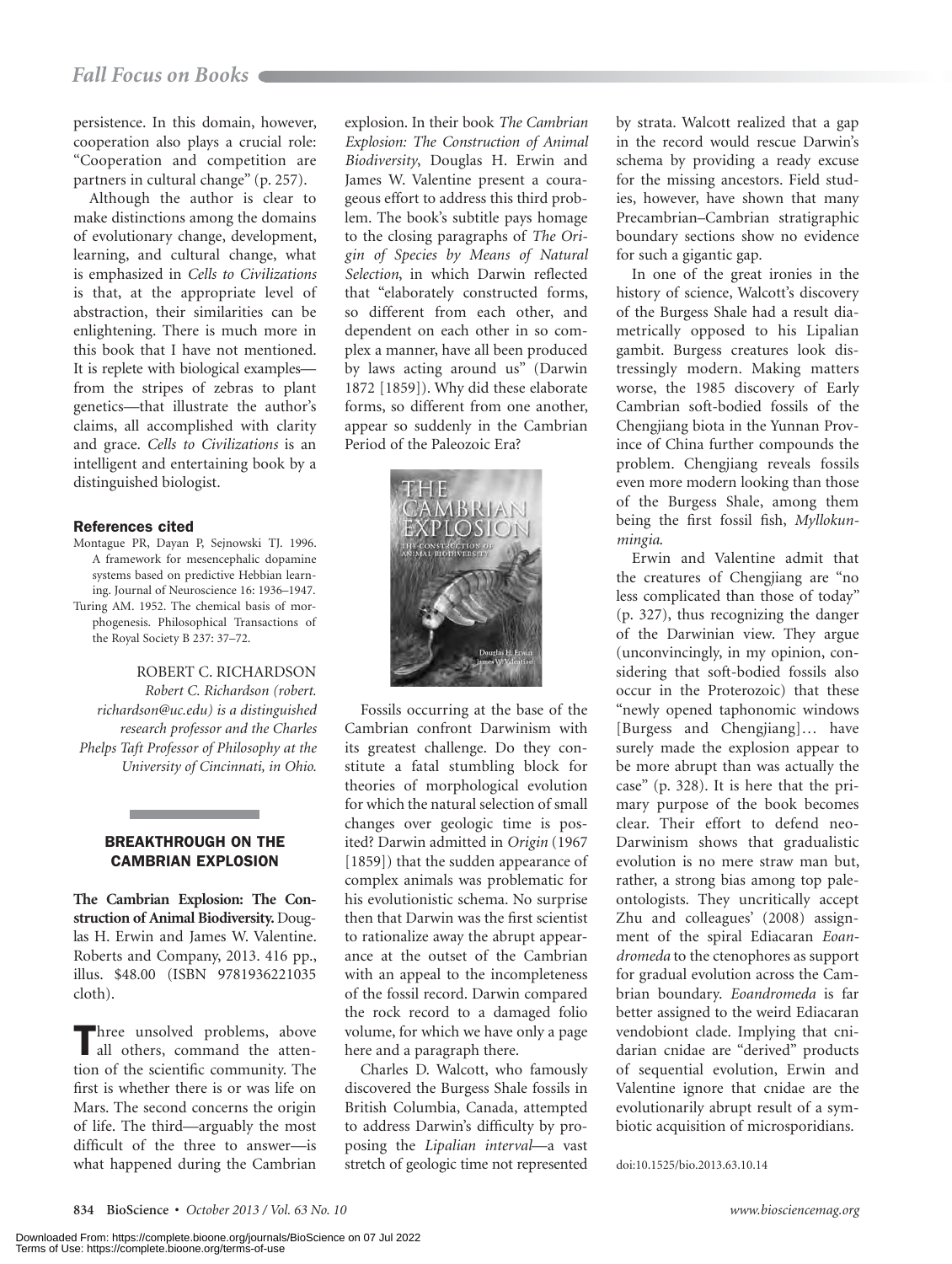persistence. In this domain, however, cooperation also plays a crucial role: "Cooperation and competition are partners in cultural change" (p. 257).

Although the author is clear to make distinctions among the domains of evolutionary change, development, learning, and cultural change, what is emphasized in *Cells to Civilizations* is that, at the appropriate level of abstraction, their similarities can be enlightening. There is much more in this book that I have not mentioned. It is replete with biological examples—from the stripes of zebras to plant genetics—that illustrate the author's claims, all accomplished with clarity and grace. *Cells to Civilizations* is an intelligent and entertaining book by a distinguished biologist.

### References cited

Montague PR, Dayan P, Sejnowski TJ. 1996. A framework for mesencephalic dopamine systems based on predictive Hebbian learning. Journal of Neuroscience 16: 1936–1947.

Turing AM. 1952. The chemical basis of morphogenesis. Philosophical Transactions of the Royal Society B 237: 37–72.

ROBERT C. RICHARDSON
*Robert C. Richardson (robert.richardson@uc.edu) is a distinguished research professor and the Charles Phelps Taft Professor of Philosophy at the University of Cincinnati, in Ohio.*

## BREAKTHROUGH ON THE CAMBRIAN EXPLOSION

**The Cambrian Explosion: The Construction of Animal Biodiversity.** Douglas H. Erwin and James W. Valentine. Roberts and Company, 2013. 416 pp., illus. $48.00 (ISBN 9781936221035 cloth).

Three unsolved problems, above all others, command the attention of the scientific community. The first is whether there is or was life on Mars. The second concerns the origin of life. The third—arguably the most difficult of the three to answer—is what happened during the Cambrian explosion. In their book *The Cambrian Explosion: The Construction of Animal Biodiversity*, Douglas H. Erwin and James W. Valentine present a courageous effort to address this third problem. The book's subtitle pays homage to the closing paragraphs of *The Origin of Species by Means of Natural Selection*, in which Darwin reflected that "elaborately constructed forms, so different from each other, and dependent on each other in so complex a manner, have all been produced by laws acting around us" (Darwin 1872 [1859]). Why did these elaborate forms, so different from one another, appear so suddenly in the Cambrian Period of the Paleozoic Era?

Fossils occurring at the base of the Cambrian confront Darwinism with its greatest challenge. Do they constitute a fatal stumbling block for theories of morphological evolution for which the natural selection of small changes over geologic time is posited? Darwin admitted in *Origin* (1967 [1859]) that the sudden appearance of complex animals was problematic for his evolutionistic schema. No surprise then that Darwin was the first scientist to rationalize away the abrupt appearance at the outset of the Cambrian with an appeal to the incompleteness of the fossil record. Darwin compared the rock record to a damaged folio volume, for which we have only a page here and a paragraph there.

Charles D. Walcott, who famously discovered the Burgess Shale fossils in British Columbia, Canada, attempted to address Darwin's difficulty by proposing the *Lipalian interval*—a vast stretch of geologic time not represented by strata. Walcott realized that a gap in the record would rescue Darwin's schema by providing a ready excuse for the missing ancestors. Field studies, however, have shown that many Precambrian–Cambrian stratigraphic boundary sections show no evidence for such a gigantic gap.

In one of the great ironies in the history of science, Walcott's discovery of the Burgess Shale had a result diametrically opposed to his Lipalian gambit. Burgess creatures look distressingly modern. Making matters worse, the 1985 discovery of Early Cambrian soft-bodied fossils of the Chengjiang biota in the Yunnan Province of China further compounds the problem. Chengjiang reveals fossils even more modern looking than those of the Burgess Shale, among them being the first fossil fish, *Myllokunmingia*.

Erwin and Valentine admit that the creatures of Chengjiang are "no less complicated than those of today" (p. 327), thus recognizing the danger of the Darwinian view. They argue (unconvincingly, in my opinion, considering that soft-bodied fossils also occur in the Proterozoic) that these "newly opened taphonomic windows [Burgess and Chengjiang]… have surely made the explosion appear to be more abrupt than was actually the case" (p. 328). It is here that the primary purpose of the book becomes clear. Their effort to defend neo-Darwinism shows that gradualistic evolution is no mere straw man but, rather, a strong bias among top paleontologists. They uncritically accept Zhu and colleagues' (2008) assignment of the spiral Ediacaran *Eoandromeda* to the ctenophores as support for gradual evolution across the Cambrian boundary. *Eoandromeda* is far better assigned to the weird Ediacaran vendobiont clade. Implying that cnidarian cnidae are "derived" products of sequential evolution, Erwin and Valentine ignore that cnidae are the evolutionarily abrupt result of a symbiotic acquisition of microsporidians.

doi:10.1525/bio.2013.63.10.14